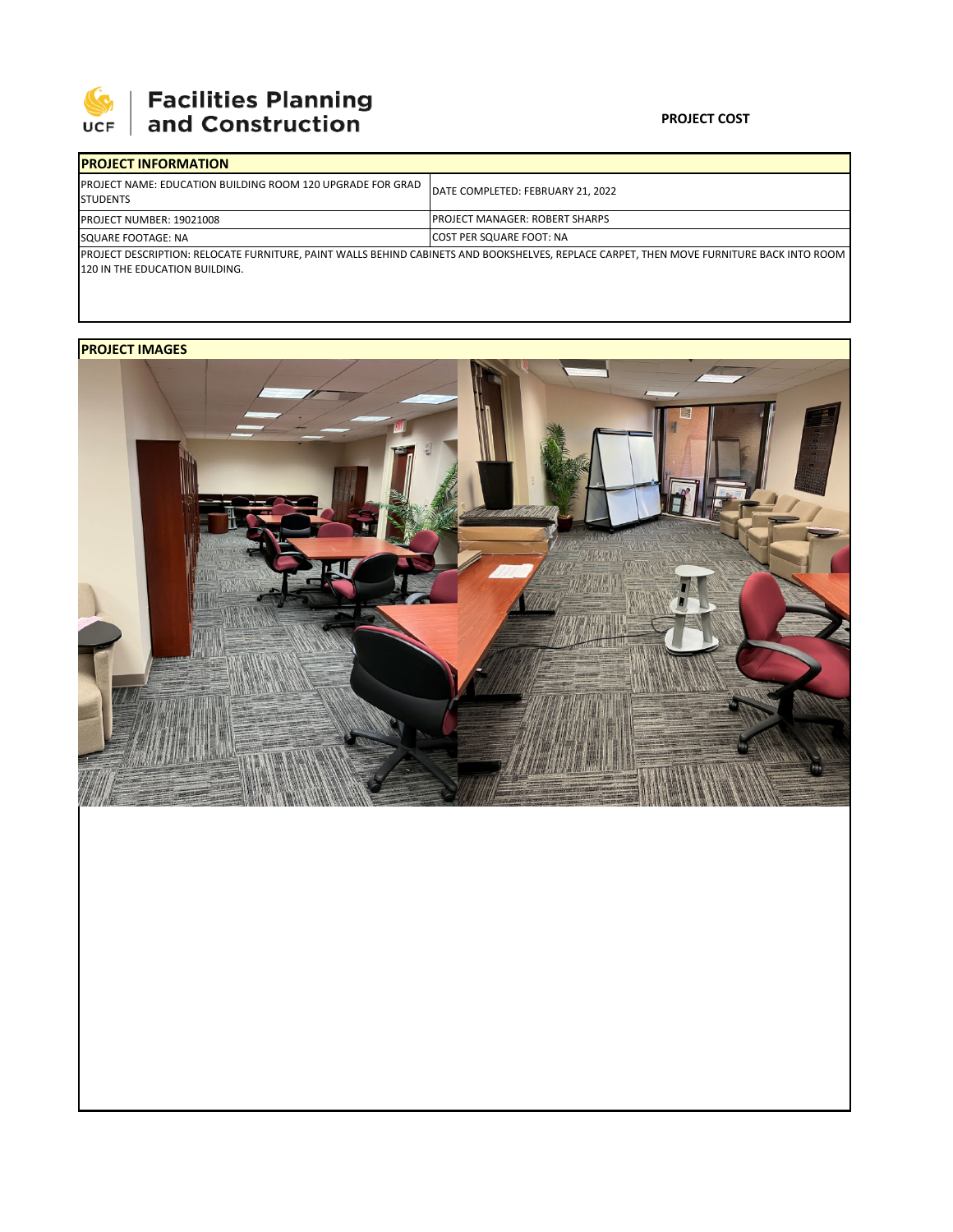Facilities Planning and Construction

**PROJECT COST**

| PROJECT INFORMATION | |
|---|---|
| PROJECT NAME: EDUCATION BUILDING ROOM 120 UPGRADE FOR GRAD STUDENTS | DATE COMPLETED: FEBRUARY 21, 2022 |
| PROJECT NUMBER: 19021008 | PROJECT MANAGER: ROBERT SHARPS |
| SQUARE FOOTAGE: NA | COST PER SQUARE FOOT: NA |
| PROJECT DESCRIPTION: RELOCATE FURNITURE, PAINT WALLS BEHIND CABINETS AND BOOKSHELVES, REPLACE CARPET, THEN MOVE FURNITURE BACK INTO ROOM 120 IN THE EDUCATION BUILDING. | |

**PROJECT IMAGES**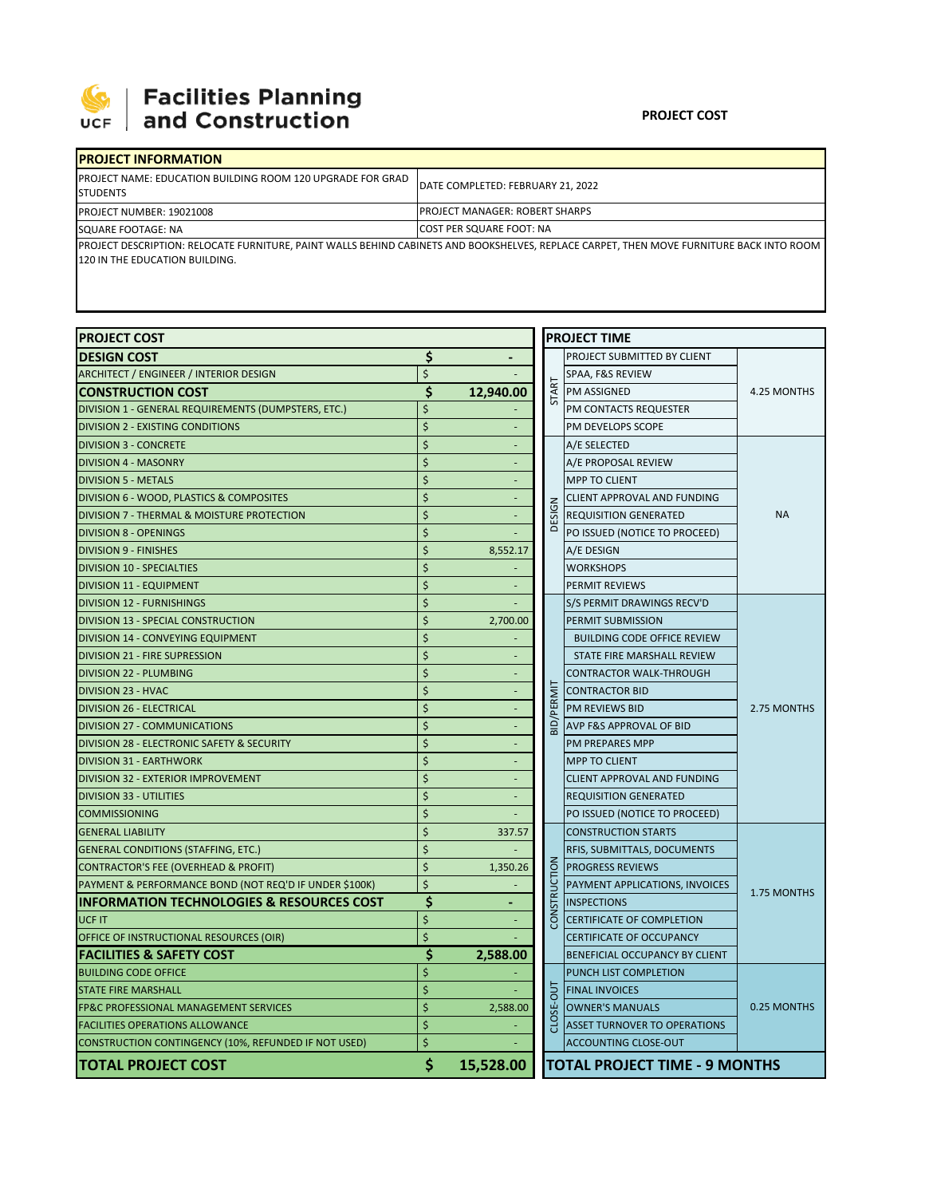# Facilities Planning and Construction

**PROJECT COST**

| PROJECT INFORMATION | |
|---|---|
| PROJECT NAME: EDUCATION BUILDING ROOM 120 UPGRADE FOR GRAD STUDENTS | DATE COMPLETED: FEBRUARY 21, 2022 |
| PROJECT NUMBER: 19021008 | PROJECT MANAGER: ROBERT SHARPS |
| SQUARE FOOTAGE: NA | COST PER SQUARE FOOT: NA |
| PROJECT DESCRIPTION: RELOCATE FURNITURE, PAINT WALLS BEHIND CABINETS AND BOOKSHELVES, REPLACE CARPET, THEN MOVE FURNITURE BACK INTO ROOM 120 IN THE EDUCATION BUILDING. | |

| PROJECT COST | |
|---|---|
| **DESIGN COST** | **$ -** |
| ARCHITECT / ENGINEER / INTERIOR DESIGN | $ - |
| **CONSTRUCTION COST** | **$ 12,940.00** |
| DIVISION 1 - GENERAL REQUIREMENTS (DUMPSTERS, ETC.) | $ - |
| DIVISION 2 - EXISTING CONDITIONS | $ - |
| DIVISION 3 - CONCRETE | $ - |
| DIVISION 4 - MASONRY | $ - |
| DIVISION 5 - METALS | $ - |
| DIVISION 6 - WOOD, PLASTICS & COMPOSITES | $ - |
| DIVISION 7 - THERMAL & MOISTURE PROTECTION | $ - |
| DIVISION 8 - OPENINGS | $ - |
| DIVISION 9 - FINISHES | $ 8,552.17 |
| DIVISION 10 - SPECIALTIES | $ - |
| DIVISION 11 - EQUIPMENT | $ - |
| DIVISION 12 - FURNISHINGS | $ - |
| DIVISION 13 - SPECIAL CONSTRUCTION | $ 2,700.00 |
| DIVISION 14 - CONVEYING EQUIPMENT | $ - |
| DIVISION 21 - FIRE SUPRESSION | $ - |
| DIVISION 22 - PLUMBING | $ - |
| DIVISION 23 - HVAC | $ - |
| DIVISION 26 - ELECTRICAL | $ - |
| DIVISION 27 - COMMUNICATIONS | $ - |
| DIVISION 28 - ELECTRONIC SAFETY & SECURITY | $ - |
| DIVISION 31 - EARTHWORK | $ - |
| DIVISION 32 - EXTERIOR IMPROVEMENT | $ - |
| DIVISION 33 - UTILITIES | $ - |
| COMMISSIONING | $ - |
| GENERAL LIABILITY | $ 337.57 |
| GENERAL CONDITIONS (STAFFING, ETC.) | $ - |
| CONTRACTOR'S FEE (OVERHEAD & PROFIT) | $ 1,350.26 |
| PAYMENT & PERFORMANCE BOND (NOT REQ'D IF UNDER $100K) | $ - |
| **INFORMATION TECHNOLOGIES & RESOURCES COST** | **$ -** |
| UCF IT | $ - |
| OFFICE OF INSTRUCTIONAL RESOURCES (OIR) | $ - |
| **FACILITIES & SAFETY COST** | **$ 2,588.00** |
| BUILDING CODE OFFICE | $ - |
| STATE FIRE MARSHALL | $ - |
| FP&C PROFESSIONAL MANAGEMENT SERVICES | $ 2,588.00 |
| FACILITIES OPERATIONS ALLOWANCE | $ - |
| CONSTRUCTION CONTINGENCY (10%, REFUNDED IF NOT USED) | $ - |
| **TOTAL PROJECT COST** | **$ 15,528.00** |

| PROJECT TIME | | |
|---|---|---|
| START | PROJECT SUBMITTED BY CLIENT | 4.25 MONTHS |
| | SPAA, F&S REVIEW | |
| | PM ASSIGNED | |
| | PM CONTACTS REQUESTER | |
| | PM DEVELOPS SCOPE | |
| DESIGN | A/E SELECTED | NA |
| | A/E PROPOSAL REVIEW | |
| | MPP TO CLIENT | |
| | CLIENT APPROVAL AND FUNDING | |
| | REQUISITION GENERATED | |
| | PO ISSUED (NOTICE TO PROCEED) | |
| | A/E DESIGN | |
| | WORKSHOPS | |
| | PERMIT REVIEWS | |
| BID/PERMIT | S/S PERMIT DRAWINGS RECV'D | 2.75 MONTHS |
| | PERMIT SUBMISSION | |
| | BUILDING CODE OFFICE REVIEW | |
| | STATE FIRE MARSHALL REVIEW | |
| | CONTRACTOR WALK-THROUGH | |
| | CONTRACTOR BID | |
| | PM REVIEWS BID | |
| | AVP F&S APPROVAL OF BID | |
| | PM PREPARES MPP | |
| | MPP TO CLIENT | |
| | CLIENT APPROVAL AND FUNDING | |
| | REQUISITION GENERATED | |
| | PO ISSUED (NOTICE TO PROCEED) | |
| CONSTRUCTION | CONSTRUCTION STARTS | 1.75 MONTHS |
| | RFIS, SUBMITTALS, DOCUMENTS | |
| | PROGRESS REVIEWS | |
| | PAYMENT APPLICATIONS, INVOICES | |
| | INSPECTIONS | |
| | CERTIFICATE OF COMPLETION | |
| | CERTIFICATE OF OCCUPANCY | |
| | BENEFICIAL OCCUPANCY BY CLIENT | |
| CLOSE-OUT | PUNCH LIST COMPLETION | 0.25 MONTHS |
| | FINAL INVOICES | |
| | OWNER'S MANUALS | |
| | ASSET TURNOVER TO OPERATIONS | |
| | ACCOUNTING CLOSE-OUT | |
| **TOTAL PROJECT TIME - 9 MONTHS** | | |